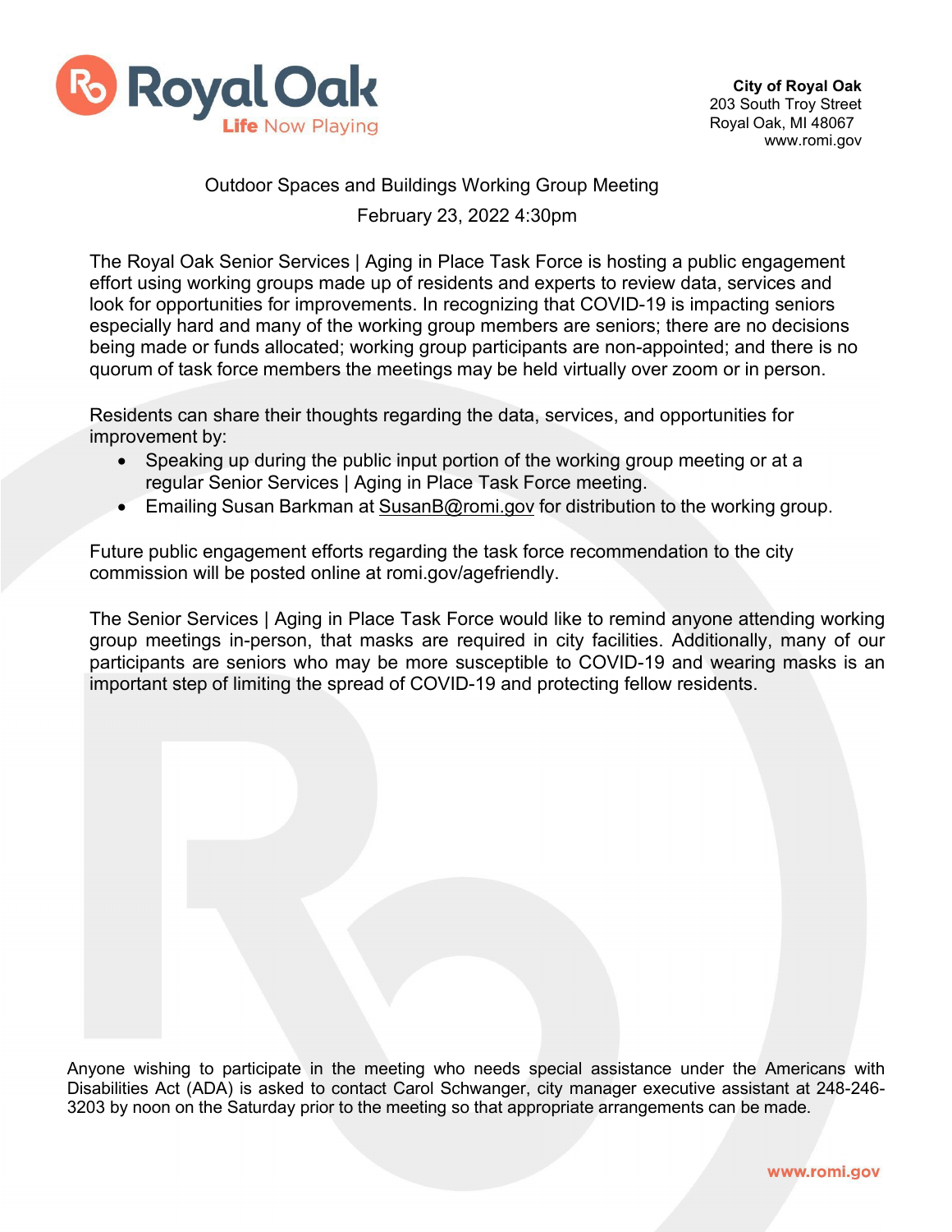**City of Royal Oak**
203 South Troy Street
Royal Oak, MI 48067
www.romi.gov

## Outdoor Spaces and Buildings Working Group Meeting

February 23, 2022 4:30pm

The Royal Oak Senior Services | Aging in Place Task Force is hosting a public engagement effort using working groups made up of residents and experts to review data, services and look for opportunities for improvements. In recognizing that COVID-19 is impacting seniors especially hard and many of the working group members are seniors; there are no decisions being made or funds allocated; working group participants are non-appointed; and there is no quorum of task force members the meetings may be held virtually over zoom or in person.

Residents can share their thoughts regarding the data, services, and opportunities for improvement by:

- Speaking up during the public input portion of the working group meeting or at a regular Senior Services | Aging in Place Task Force meeting.
- Emailing Susan Barkman at SusanB@romi.gov for distribution to the working group.

Future public engagement efforts regarding the task force recommendation to the city commission will be posted online at romi.gov/agefriendly.

The Senior Services | Aging in Place Task Force would like to remind anyone attending working group meetings in-person, that masks are required in city facilities. Additionally, many of our participants are seniors who may be more susceptible to COVID-19 and wearing masks is an important step of limiting the spread of COVID-19 and protecting fellow residents.

Anyone wishing to participate in the meeting who needs special assistance under the Americans with Disabilities Act (ADA) is asked to contact Carol Schwanger, city manager executive assistant at 248-246-3203 by noon on the Saturday prior to the meeting so that appropriate arrangements can be made.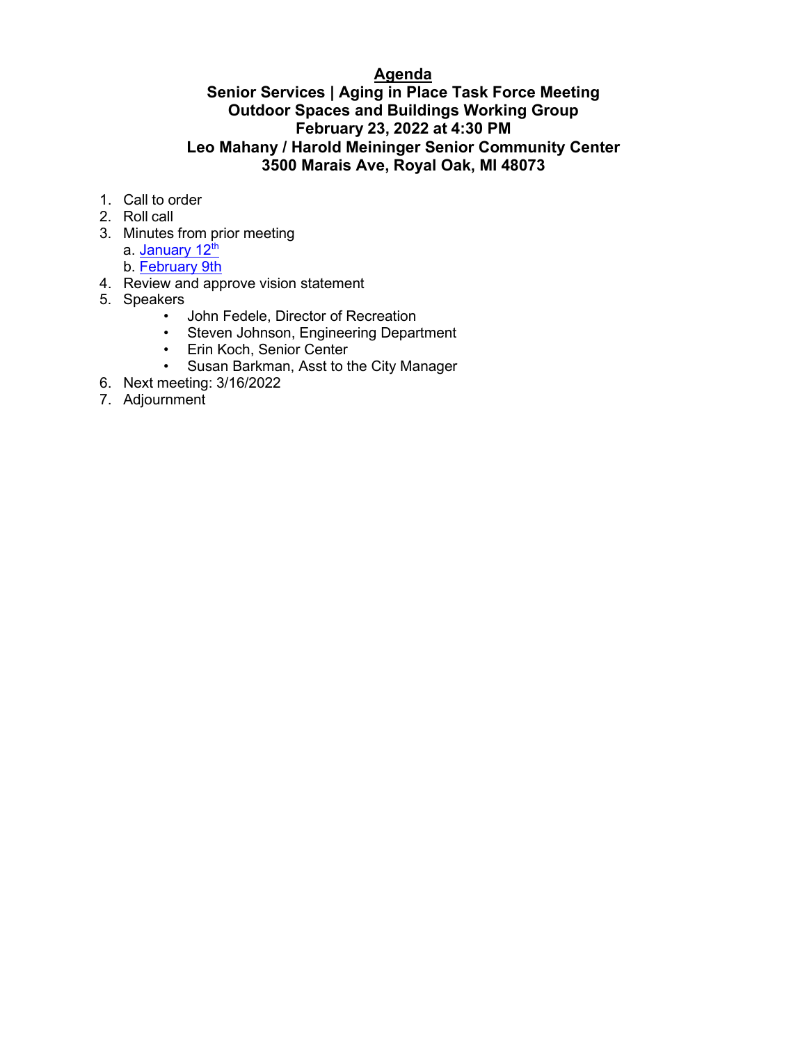# Agenda

**Senior Services | Aging in Place Task Force Meeting**
**Outdoor Spaces and Buildings Working Group**
**February 23, 2022 at 4:30 PM**
**Leo Mahany / Harold Meininger Senior Community Center**
**3500 Marais Ave, Royal Oak, MI 48073**

1. Call to order
2. Roll call
3. Minutes from prior meeting
   a. January 12th
   b. February 9th
4. Review and approve vision statement
5. Speakers
   - John Fedele, Director of Recreation
   - Steven Johnson, Engineering Department
   - Erin Koch, Senior Center
   - Susan Barkman, Asst to the City Manager
6. Next meeting: 3/16/2022
7. Adjournment